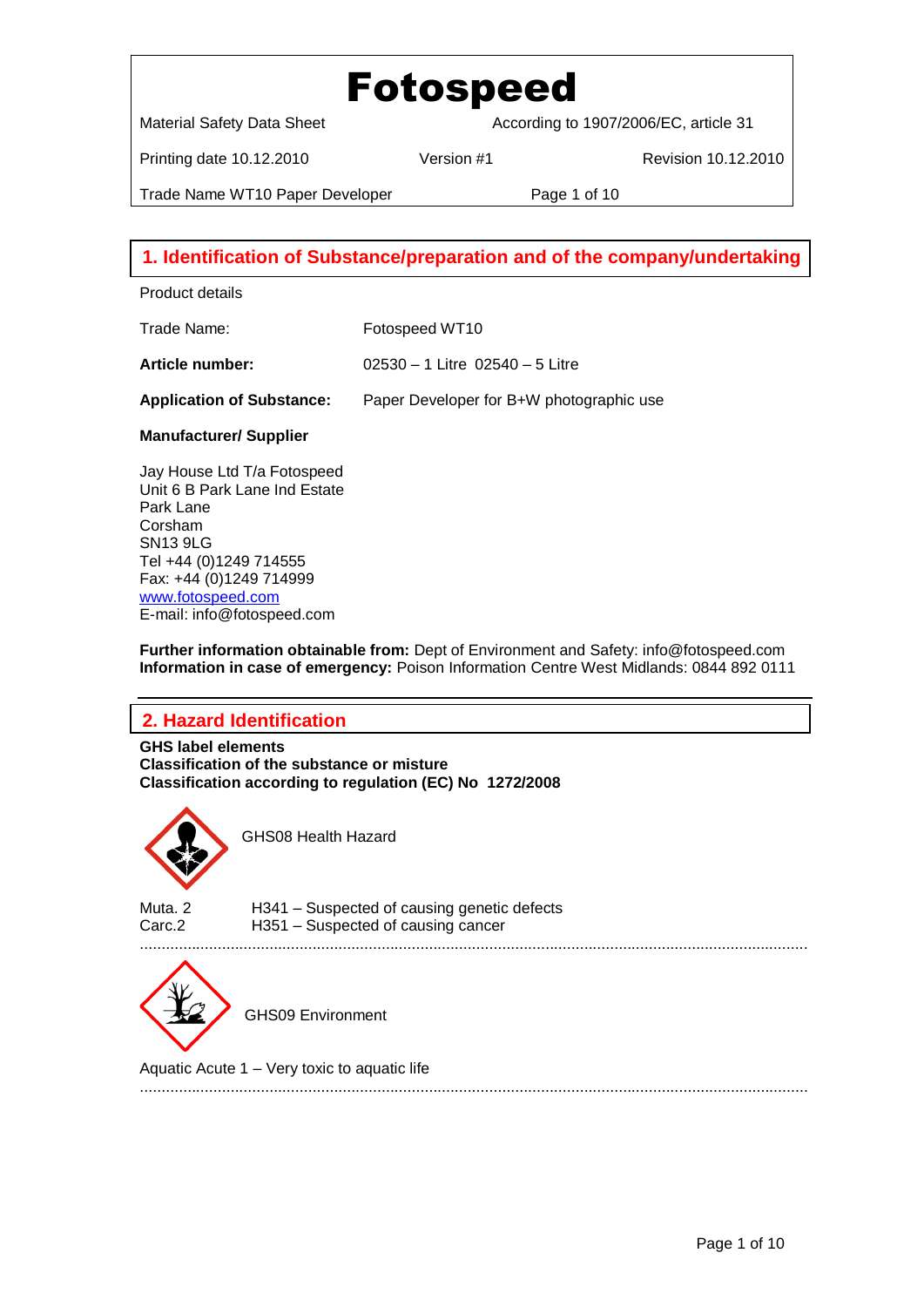# Fotospeed

Material Safety Data Sheet According to 1907/2006/EC, article 31

Printing date 10.12.2010 Version #1 Revision 10.12.2010

Trade Name WT10 Paper Developer

## 1. Identification of Substance/preparation and of the company/undertaking

Product details

| | |
|---|---|
| Trade Name: | Fotospeed WT10 |
| **Article number:** | 02530 – 1 Litre 02540 – 5 Litre |
| **Application of Substance:** | Paper Developer for B+W photographic use |

**Manufacturer/ Supplier**

Jay House Ltd T/a Fotospeed
Unit 6 B Park Lane Ind Estate
Park Lane
Corsham
SN13 9LG
Tel +44 (0)1249 714555
Fax: +44 (0)1249 714999
www.fotospeed.com
E-mail: info@fotospeed.com

**Further information obtainable from:** Dept of Environment and Safety: info@fotospeed.com
**Information in case of emergency:** Poison Information Centre West Midlands: 0844 892 0111

## 2. Hazard Identification

**GHS label elements**
**Classification of the substance or misture**
**Classification according to regulation (EC) No 1272/2008**

GHS08 Health Hazard

| | |
|---|---|
| Muta. 2 | H341 – Suspected of causing genetic defects |
| Carc.2 | H351 – Suspected of causing cancer |

GHS09 Environment

Aquatic Acute 1 – Very toxic to aquatic life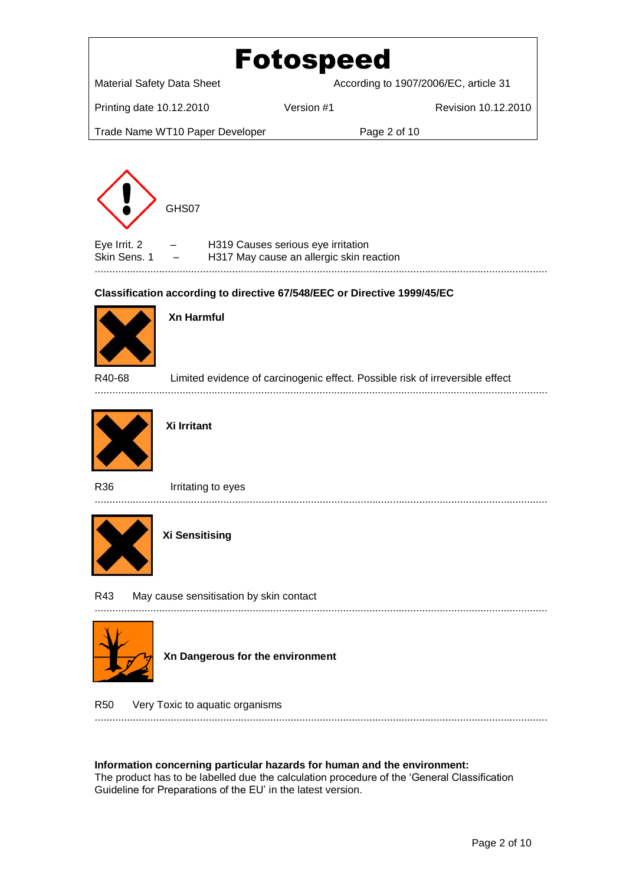GHS07

Eye Irrit. 2 – H319 Causes serious eye irritation
Skin Sens. 1 – H317 May cause an allergic skin reaction

**Classification according to directive 67/548/EEC or Directive 1999/45/EC**

**Xn Harmful**

R40-68 Limited evidence of carcinogenic effect. Possible risk of irreversible effect

**Xi Irritant**

R36 Irritating to eyes

**Xi Sensitising**

R43 May cause sensitisation by skin contact

**Xn Dangerous for the environment**

R50 Very Toxic to aquatic organisms

**Information concerning particular hazards for human and the environment:**
The product has to be labelled due the calculation procedure of the 'General Classification Guideline for Preparations of the EU' in the latest version.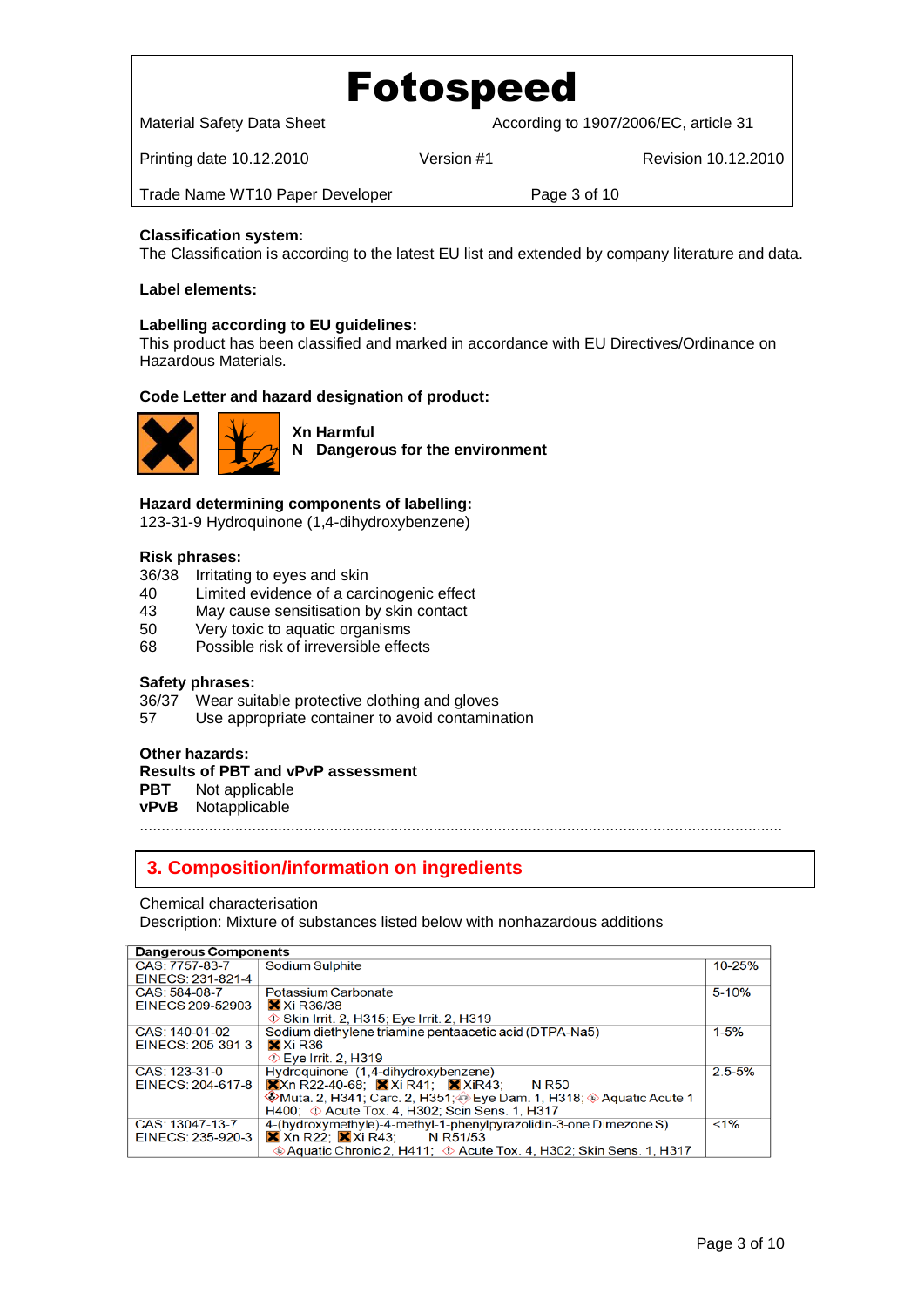**Classification system:**
The Classification is according to the latest EU list and extended by company literature and data.

**Label elements:**

**Labelling according to EU guidelines:**
This product has been classified and marked in accordance with EU Directives/Ordinance on Hazardous Materials.

**Code Letter and hazard designation of product:**

**Xn Harmful**
**N Dangerous for the environment**

**Hazard determining components of labelling:**
123-31-9 Hydroquinone (1,4-dihydroxybenzene)

**Risk phrases:**

| | |
|---|---|
| 36/38 | Irritating to eyes and skin |
| 40 | Limited evidence of a carcinogenic effect |
| 43 | May cause sensitisation by skin contact |
| 50 | Very toxic to aquatic organisms |
| 68 | Possible risk of irreversible effects |

**Safety phrases:**

| | |
|---|---|
| 36/37 | Wear suitable protective clothing and gloves |
| 57 | Use appropriate container to avoid contamination |

**Other hazards:**
**Results of PBT and vPvP assessment**
**PBT** Not applicable
**vPvB** Notapplicable

## 3. Composition/information on ingredients

Chemical characterisation
Description: Mixture of substances listed below with nonhazardous additions

| Dangerous Components | | |
|---|---|---|
| CAS: 7757-83-7<br>EINECS: 231-821-4 | Sodium Sulphite | 10-25% |
| CAS: 584-08-7<br>EINECS 209-52903 | Potassium Carbonate<br>Xi R36/38<br>Skin Irrit. 2, H315; Eye Irrit. 2, H319 | 5-10% |
| CAS: 140-01-02<br>EINECS: 205-391-3 | Sodium diethylene triamine pentaacetic acid (DTPA-Na5)<br>Xi R36<br>Eye Irrit. 2, H319 | 1-5% |
| CAS: 123-31-0<br>EINECS: 204-617-8 | Hydroquinone (1,4-dihydroxybenzene)<br>Xn R22-40-68; Xi R41; XiR43; N R50<br>Muta. 2, H341; Carc. 2, H351; Eye Dam. 1, H318; Aquatic Acute 1 H400; Acute Tox. 4, H302; Scin Sens. 1, H317 | 2.5-5% |
| CAS: 13047-13-7<br>EINECS: 235-920-3 | 4-(hydroxymethyle)-4-methyl-1-phenylpyrazolidin-3-one Dimezone S)<br>Xn R22; Xi R43; N R51/53<br>Aquatic Chronic 2, H411; Acute Tox. 4, H302; Skin Sens. 1, H317 | <1% |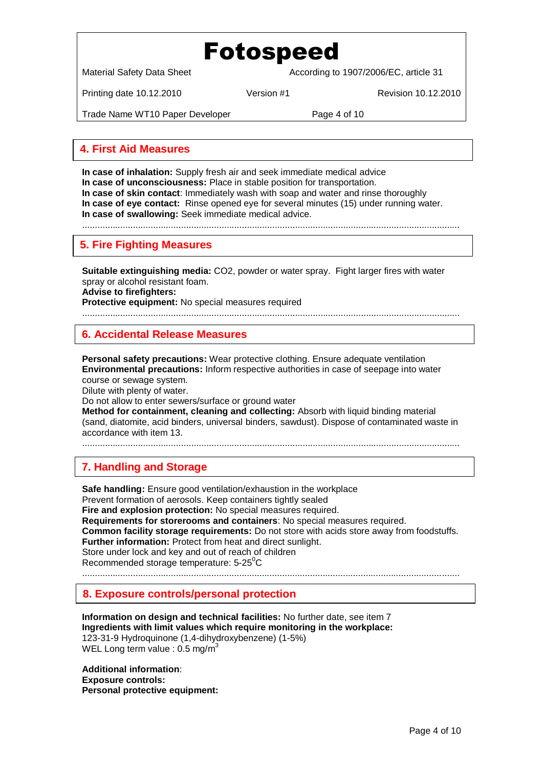## 4. First Aid Measures

**In case of inhalation:** Supply fresh air and seek immediate medical advice
**In case of unconsciousness:** Place in stable position for transportation.
**In case of skin contact**: Immediately wash with soap and water and rinse thoroughly
**In case of eye contact:** Rinse opened eye for several minutes (15) under running water.
**In case of swallowing:** Seek immediate medical advice.

## 5. Fire Fighting Measures

**Suitable extinguishing media:** $CO_2$, powder or water spray. Fight larger fires with water spray or alcohol resistant foam.
**Advise to firefighters:**
**Protective equipment:** No special measures required

## 6. Accidental Release Measures

**Personal safety precautions:** Wear protective clothing. Ensure adequate ventilation
**Environmental precautions:** Inform respective authorities in case of seepage into water course or sewage system.
Dilute with plenty of water.
Do not allow to enter sewers/surface or ground water
**Method for containment, cleaning and collecting:** Absorb with liquid binding material (sand, diatomite, acid binders, universal binders, sawdust). Dispose of contaminated waste in accordance with item 13.

## 7. Handling and Storage

**Safe handling:** Ensure good ventilation/exhaustion in the workplace
Prevent formation of aerosols. Keep containers tightly sealed
**Fire and explosion protection:** No special measures required.
**Requirements for storerooms and containers**: No special measures required.
**Common facility storage requirements:** Do not store with acids store away from foodstuffs.
**Further information:** Protect from heat and direct sunlight.
Store under lock and key and out of reach of children
Recommended storage temperature: 5-25$^0$C

## 8. Exposure controls/personal protection

**Information on design and technical facilities:** No further date, see item 7
**Ingredients with limit values which require monitoring in the workplace:**
123-31-9 Hydroquinone (1,4-dihydroxybenzene) (1-5%)
WEL Long term value : 0.5 mg/m$^3$

**Additional information**:
**Exposure controls:**
**Personal protective equipment:**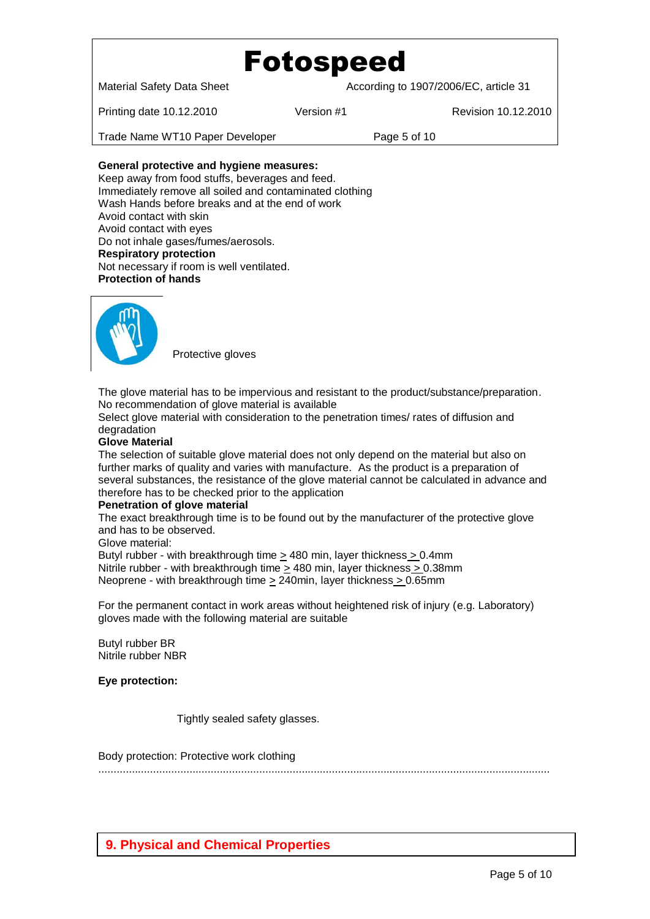**General protective and hygiene measures:**
Keep away from food stuffs, beverages and feed.
Immediately remove all soiled and contaminated clothing
Wash Hands before breaks and at the end of work
Avoid contact with skin
Avoid contact with eyes
Do not inhale gases/fumes/aerosols.
**Respiratory protection**
Not necessary if room is well ventilated.
**Protection of hands**

Protective gloves

The glove material has to be impervious and resistant to the product/substance/preparation.
No recommendation of glove material is available
Select glove material with consideration to the penetration times/ rates of diffusion and degradation
**Glove Material**
The selection of suitable glove material does not only depend on the material but also on further marks of quality and varies with manufacture. As the product is a preparation of several substances, the resistance of the glove material cannot be calculated in advance and therefore has to be checked prior to the application
**Penetration of glove material**
The exact breakthrough time is to be found out by the manufacturer of the protective glove and has to be observed.
Glove material:
Butyl rubber - with breakthrough time ≥ 480 min, layer thickness ≥ 0.4mm
Nitrile rubber - with breakthrough time ≥ 480 min, layer thickness ≥ 0.38mm
Neoprene - with breakthrough time ≥ 240min, layer thickness ≥ 0.65mm

For the permanent contact in work areas without heightened risk of injury (e.g. Laboratory) gloves made with the following material are suitable

Butyl rubber BR
Nitrile rubber NBR

**Eye protection:**

Tightly sealed safety glasses.

Body protection: Protective work clothing

## 9. Physical and Chemical Properties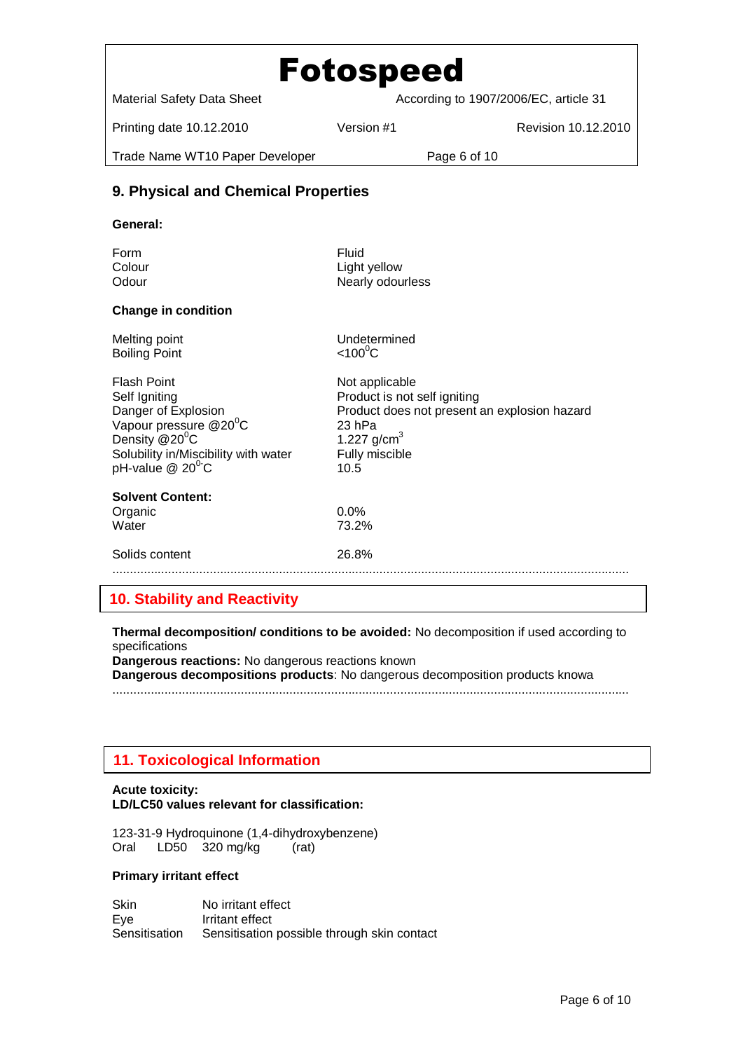## 9. Physical and Chemical Properties

**General:**

| | |
|---|---|
| Form | Fluid |
| Colour | Light yellow |
| Odour | Nearly odourless |

**Change in condition**

| | |
|---|---|
| Melting point | Undetermined |
| Boiling Point | <100$^0$C |
| Flash Point | Not applicable |
| Self Igniting | Product is not self igniting |
| Danger of Explosion | Product does not present an explosion hazard |
| Vapour pressure @20$^0$C | 23 hPa |
| Density @20$^0$C | 1.227 g/cm$^3$ |
| Solubility in/Miscibility with water | Fully miscible |
| pH-value @ 20$^0$C | 10.5 |

**Solvent Content:**

| | |
|---|---|
| Organic | 0.0% |
| Water | 73.2% |
| Solids content | 26.8% |

## 10. Stability and Reactivity

**Thermal decomposition/ conditions to be avoided:** No decomposition if used according to specifications

**Dangerous reactions:** No dangerous reactions known

**Dangerous decompositions products**: No dangerous decomposition products knowa

## 11. Toxicological Information

**Acute toxicity:**

**LD/LC50 values relevant for classification:**

123-31-9 Hydroquinone (1,4-dihydroxybenzene)

Oral LD50 320 mg/kg (rat)

**Primary irritant effect**

| | |
|---|---|
| Skin | No irritant effect |
| Eye | Irritant effect |
| Sensitisation | Sensitisation possible through skin contact |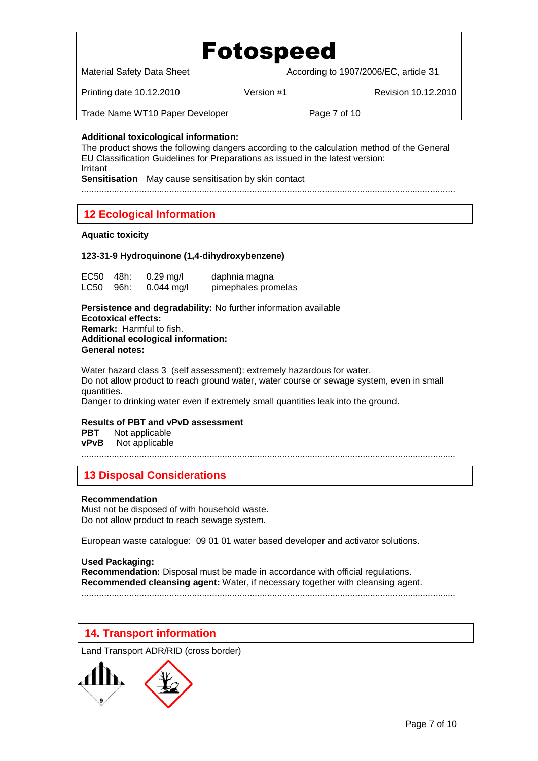**Additional toxicological information:**
The product shows the following dangers according to the calculation method of the General EU Classification Guidelines for Preparations as issued in the latest version:
Irritant
**Sensitisation** May cause sensitisation by skin contact

## 12 Ecological Information

**Aquatic toxicity**

**123-31-9 Hydroquinone (1,4-dihydroxybenzene)**

| | | | |
|---|---|---|---|
| EC50 | 48h: | 0.29 mg/l | daphnia magna |
| LC50 | 96h: | 0.044 mg/l | pimephales promelas |

**Persistence and degradability:** No further information available
**Ecotoxical effects:**
**Remark:** Harmful to fish.
**Additional ecological information:**
**General notes:**

Water hazard class 3 (self assessment): extremely hazardous for water.
Do not allow product to reach ground water, water course or sewage system, even in small quantities.
Danger to drinking water even if extremely small quantities leak into the ground.

**Results of PBT and vPvD assessment**
**PBT** Not applicable
**vPvB** Not applicable

## 13 Disposal Considerations

**Recommendation**
Must not be disposed of with household waste.
Do not allow product to reach sewage system.

European waste catalogue: 09 01 01 water based developer and activator solutions.

**Used Packaging:**
**Recommendation:** Disposal must be made in accordance with official regulations.
**Recommended cleansing agent:** Water, if necessary together with cleansing agent.

## 14. Transport information

Land Transport ADR/RID (cross border)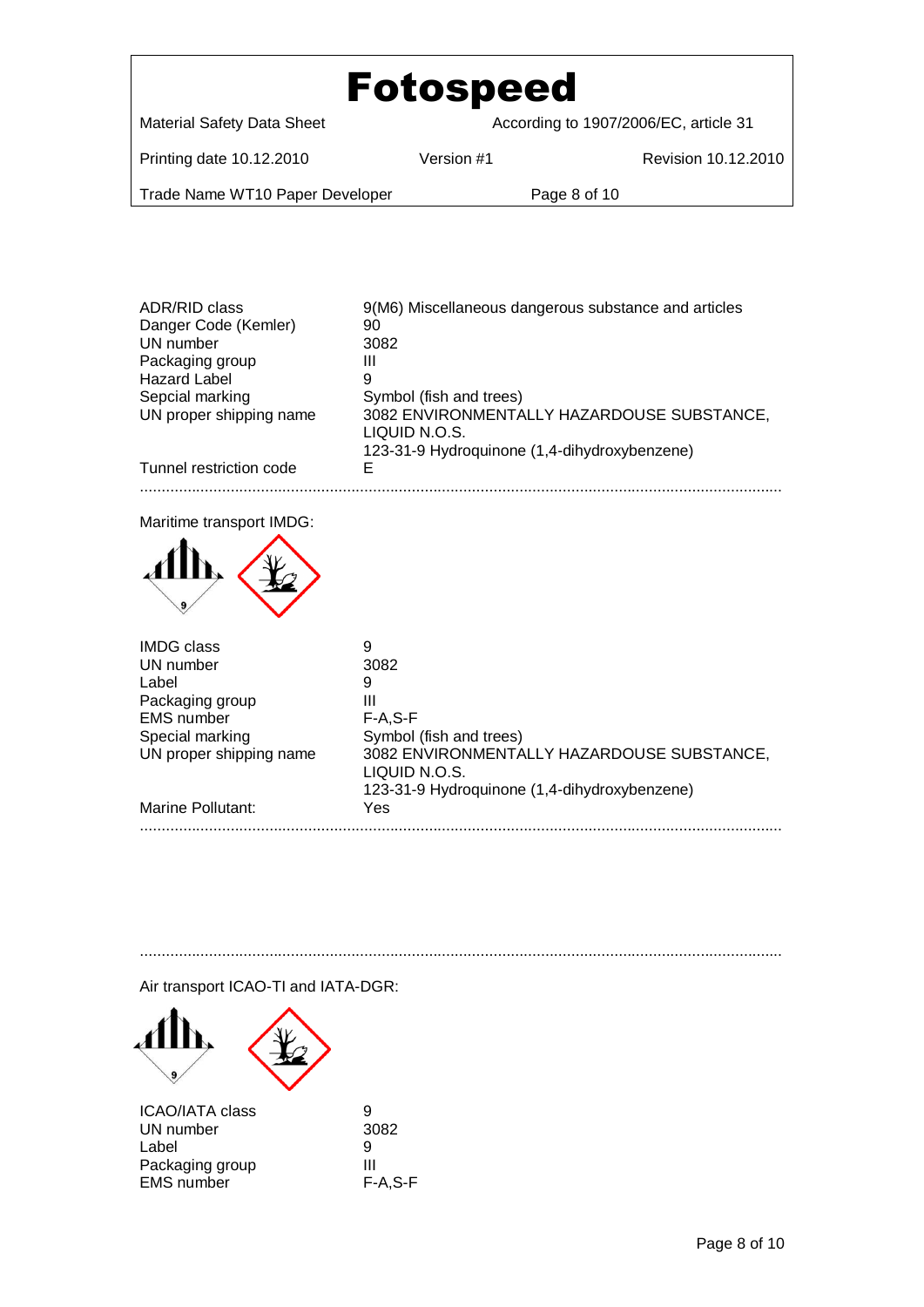| | |
|---|---|
| ADR/RID class | 9(M6) Miscellaneous dangerous substance and articles |
| Danger Code (Kemler) | 90 |
| UN number | 3082 |
| Packaging group | III |
| Hazard Label | 9 |
| Sepcial marking | Symbol (fish and trees) |
| UN proper shipping name | 3082 ENVIRONMENTALLY HAZARDOUSE SUBSTANCE, LIQUID N.O.S. 123-31-9 Hydroquinone (1,4-dihydroxybenzene) |
| Tunnel restriction code | E |

Maritime transport IMDG:

| | |
|---|---|
| IMDG class | 9 |
| UN number | 3082 |
| Label | 9 |
| Packaging group | III |
| EMS number | F-A,S-F |
| Special marking | Symbol (fish and trees) |
| UN proper shipping name | 3082 ENVIRONMENTALLY HAZARDOUSE SUBSTANCE, LIQUID N.O.S. 123-31-9 Hydroquinone (1,4-dihydroxybenzene) |
| Marine Pollutant: | Yes |

Air transport ICAO-TI and IATA-DGR:

| | |
|---|---|
| ICAO/IATA class | 9 |
| UN number | 3082 |
| Label | 9 |
| Packaging group | III |
| EMS number | F-A,S-F |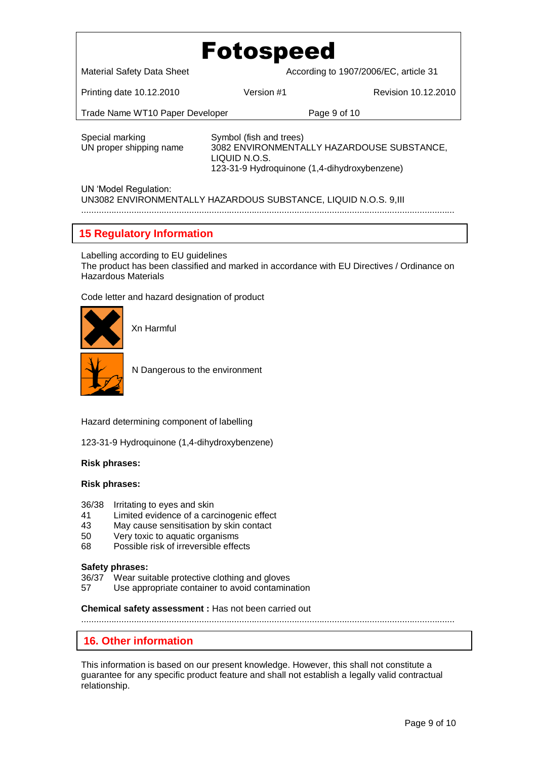| | |
|---|---|
| Special marking | Symbol (fish and trees) |
| UN proper shipping name | 3082 ENVIRONMENTALLY HAZARDOUSE SUBSTANCE, LIQUID N.O.S. |
| | 123-31-9 Hydroquinone (1,4-dihydroxybenzene) |

UN 'Model Regulation:
UN3082 ENVIRONMENTALLY HAZARDOUS SUBSTANCE, LIQUID N.O.S. 9,III

## 15 Regulatory Information

Labelling according to EU guidelines
The product has been classified and marked in accordance with EU Directives / Ordinance on Hazardous Materials

Code letter and hazard designation of product

Xn Harmful

N Dangerous to the environment

Hazard determining component of labelling

123-31-9 Hydroquinone (1,4-dihydroxybenzene)

**Risk phrases:**

**Risk phrases:**

| | |
|---|---|
| 36/38 | Irritating to eyes and skin |
| 41 | Limited evidence of a carcinogenic effect |
| 43 | May cause sensitisation by skin contact |
| 50 | Very toxic to aquatic organisms |
| 68 | Possible risk of irreversible effects |

**Safety phrases:**

| | |
|---|---|
| 36/37 | Wear suitable protective clothing and gloves |
| 57 | Use appropriate container to avoid contamination |

**Chemical safety assessment :** Has not been carried out

## 16. Other information

This information is based on our present knowledge. However, this shall not constitute a guarantee for any specific product feature and shall not establish a legally valid contractual relationship.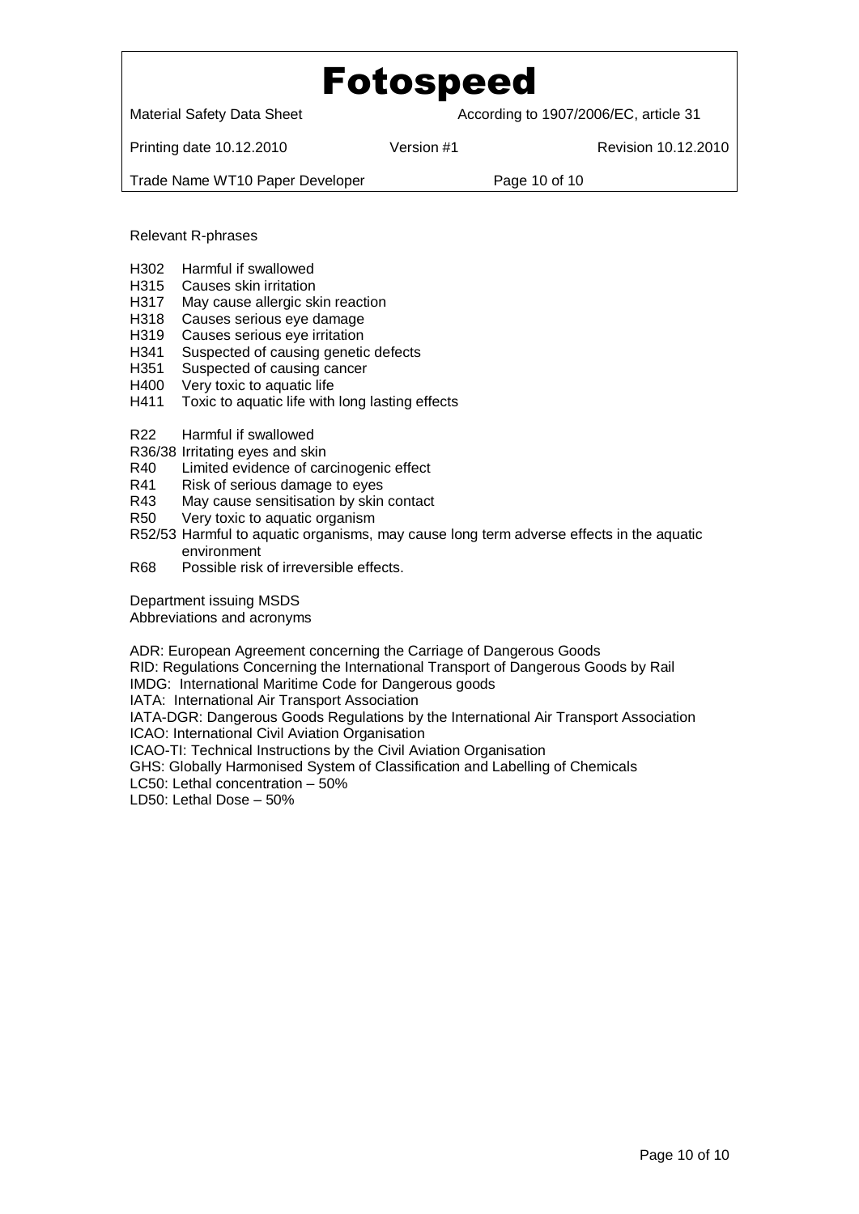Relevant R-phrases

- H302 Harmful if swallowed
- H315 Causes skin irritation
- H317 May cause allergic skin reaction
- H318 Causes serious eye damage
- H319 Causes serious eye irritation
- H341 Suspected of causing genetic defects
- H351 Suspected of causing cancer
- H400 Very toxic to aquatic life
- H411 Toxic to aquatic life with long lasting effects

- R22 Harmful if swallowed
- R36/38 Irritating eyes and skin
- R40 Limited evidence of carcinogenic effect
- R41 Risk of serious damage to eyes
- R43 May cause sensitisation by skin contact
- R50 Very toxic to aquatic organism
- R52/53 Harmful to aquatic organisms, may cause long term adverse effects in the aquatic environment
- R68 Possible risk of irreversible effects.

Department issuing MSDS
Abbreviations and acronyms

ADR: European Agreement concerning the Carriage of Dangerous Goods
RID: Regulations Concerning the International Transport of Dangerous Goods by Rail
IMDG: International Maritime Code for Dangerous goods
IATA: International Air Transport Association
IATA-DGR: Dangerous Goods Regulations by the International Air Transport Association
ICAO: International Civil Aviation Organisation
ICAO-TI: Technical Instructions by the Civil Aviation Organisation
GHS: Globally Harmonised System of Classification and Labelling of Chemicals
LC50: Lethal concentration – 50%
LD50: Lethal Dose – 50%